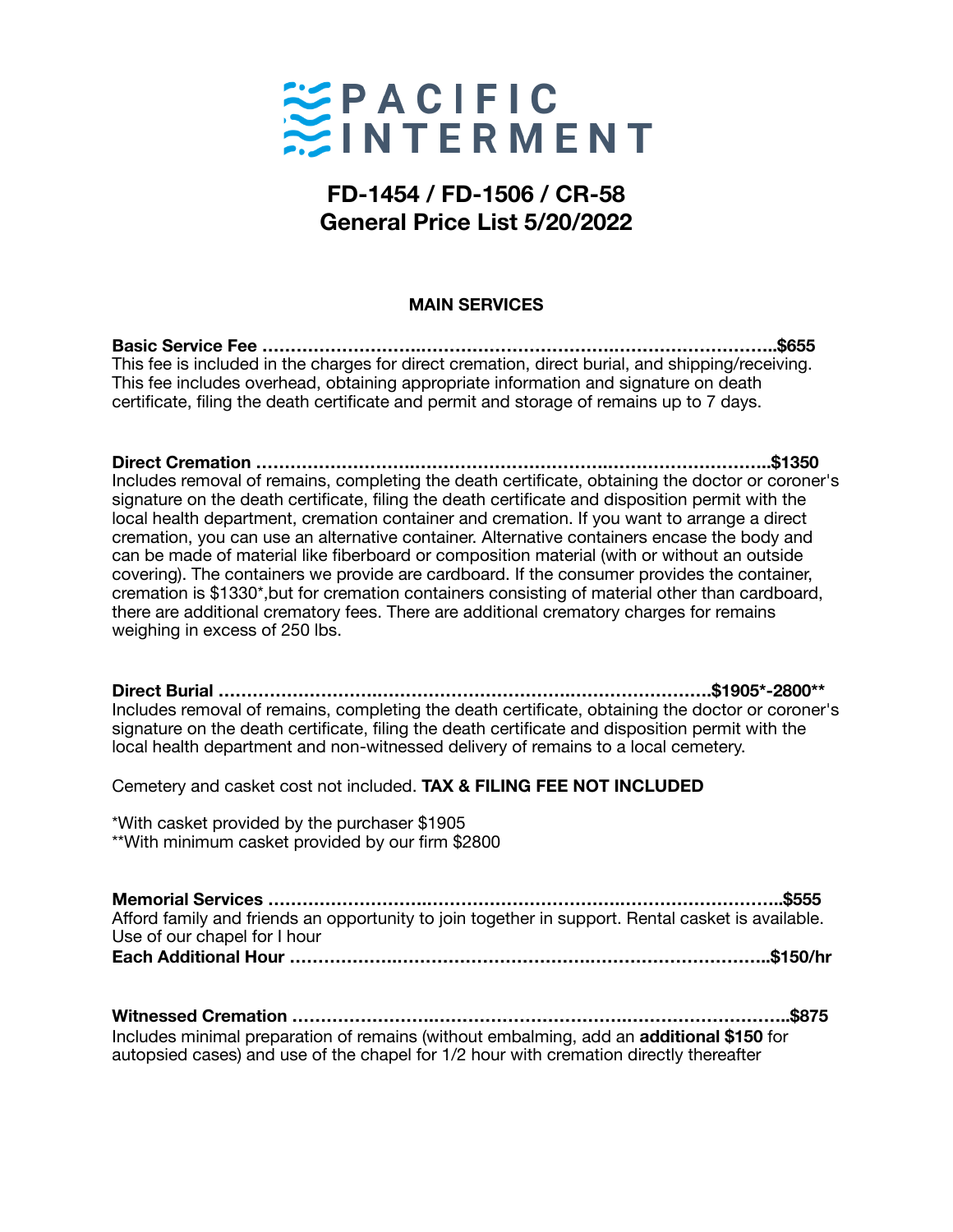# PACIFIC INTERMENT

## FD-1454 / FD-1506 / CR-58
## General Price List 5/20/2022

### MAIN SERVICES

**Basic Service Fee ……………………………………………………………………………..$655**
This fee is included in the charges for direct cremation, direct burial, and shipping/receiving. This fee includes overhead, obtaining appropriate information and signature on death certificate, filing the death certificate and permit and storage of remains up to 7 days.

**Direct Cremation ……………………………………………………………………………..$1350**
Includes removal of remains, completing the death certificate, obtaining the doctor or coroner's signature on the death certificate, filing the death certificate and disposition permit with the local health department, cremation container and cremation. If you want to arrange a direct cremation, you can use an alternative container. Alternative containers encase the body and can be made of material like fiberboard or composition material (with or without an outside covering). The containers we provide are cardboard. If the consumer provides the container, cremation is $1330*,but for cremation containers consisting of material other than cardboard, there are additional crematory fees. There are additional crematory charges for remains weighing in excess of 250 lbs.

**Direct Burial ……………………………………………………………………………$1905*-2800****
Includes removal of remains, completing the death certificate, obtaining the doctor or coroner's signature on the death certificate, filing the death certificate and disposition permit with the local health department and non-witnessed delivery of remains to a local cemetery.

Cemetery and casket cost not included. **TAX & FILING FEE NOT INCLUDED**

*With casket provided by the purchaser $1905
**With minimum casket provided by our firm $2800

**Memorial Services ……………………………………………………………………………..$555**
Afford family and friends an opportunity to join together in support. Rental casket is available. Use of our chapel for I hour
**Each Additional Hour ………………………………………………………………………..$150/hr**

**Witnessed Cremation ……………………………………………………………………………..$875**
Includes minimal preparation of remains (without embalming, add an **additional $150** for autopsied cases) and use of the chapel for 1/2 hour with cremation directly thereafter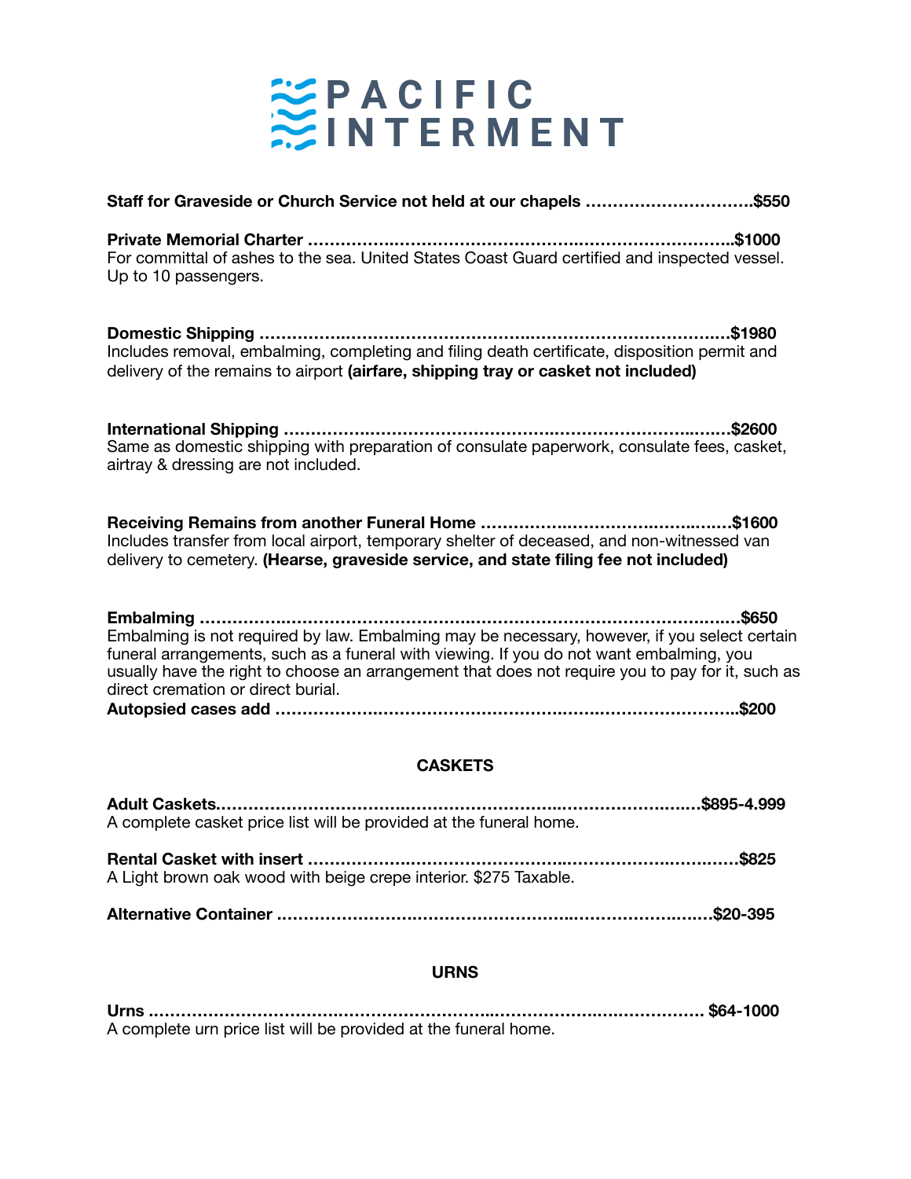# PACIFIC INTERMENT

**Staff for Graveside or Church Service not held at our chapels ……………………………$550**

**Private Memorial Charter ………………………………………………………………………$1000**
For committal of ashes to the sea. United States Coast Guard certified and inspected vessel. Up to 10 passengers.

**Domestic Shipping ……………………………………………………………………………$1980**
Includes removal, embalming, completing and filing death certificate, disposition permit and delivery of the remains to airport **(airfare, shipping tray or casket not included)**

**International Shipping ……………………………………………………………………………$2600**
Same as domestic shipping with preparation of consulate paperwork, consulate fees, casket, airtray & dressing are not included.

**Receiving Remains from another Funeral Home ………………………………………$1600**
Includes transfer from local airport, temporary shelter of deceased, and non-witnessed van delivery to cemetery. **(Hearse, graveside service, and state filing fee not included)**

**Embalming ……………………………………………………………………………………….$650**
Embalming is not required by law. Embalming may be necessary, however, if you select certain funeral arrangements, such as a funeral with viewing. If you do not want embalming, you usually have the right to choose an arrangement that does not require you to pay for it, such as direct cremation or direct burial.
**Autopsied cases add ……………………………………………………………………………..$200**

## CASKETS

**Adult Caskets……………………………………………………………………………………$895-4.999**
A complete casket price list will be provided at the funeral home.

**Rental Casket with insert ……………………………………………………………………….$825**
A Light brown oak wood with beige crepe interior. $275 Taxable.

**Alternative Container ………………………………………………………………………$20-395**

## URNS

**Urns ……………………………………………………………………………………………… $64-1000**
A complete urn price list will be provided at the funeral home.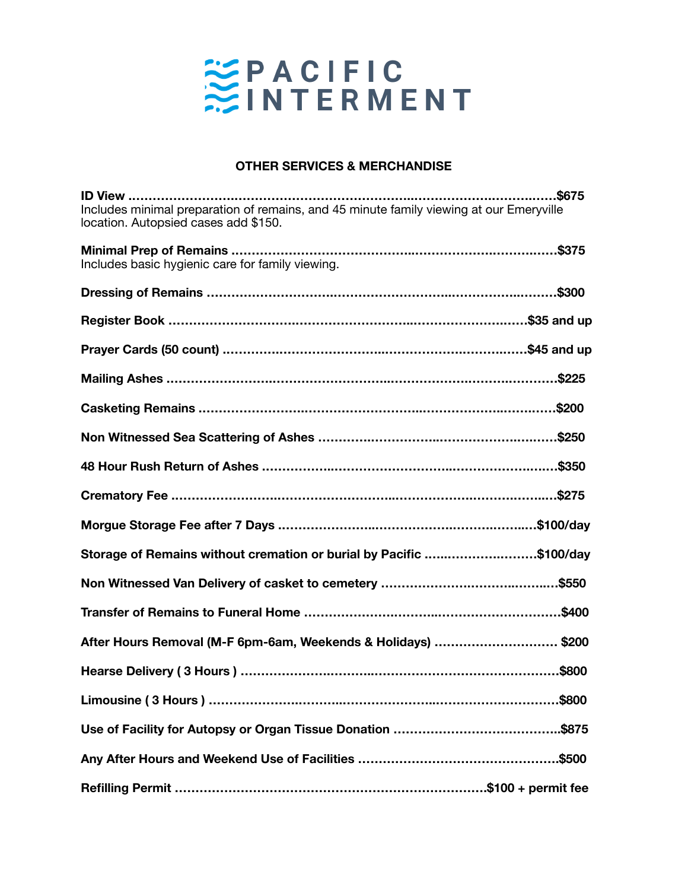# PACIFIC INTERMENT

## OTHER SERVICES & MERCHANDISE

**ID View ........................................................................................................$675**
Includes minimal preparation of remains, and 45 minute family viewing at our Emeryville location. Autopsied cases add $150.

**Minimal Prep of Remains ...............................................................................$375**
Includes basic hygienic care for family viewing.

**Dressing of Remains .........................................................................................$300**

**Register Book ..........................................................................................$35 and up**

**Prayer Cards (50 count) ..............................................................................$45 and up**

**Mailing Ashes ....................................................................................................$225**

**Casketing Remains ............................................................................................$200**

**Non Witnessed Sea Scattering of Ashes ...........................................................$250**

**48 Hour Rush Return of Ashes .........................................................................$350**

**Crematory Fee ...................................................................................................$275**

**Morgue Storage Fee after 7 Days ..............................................................$100/day**

**Storage of Remains without cremation or burial by Pacific ...........................$100/day**

**Non Witnessed Van Delivery of casket to cemetery ............................................$550**

**Transfer of Remains to Funeral Home ..................................................................$400**

**After Hours Removal (M-F 6pm-6am, Weekends & Holidays) ............................... $200**

**Hearse Delivery ( 3 Hours ) ..................................................................................$800**

**Limousine ( 3 Hours ) ...........................................................................................$800**

**Use of Facility for Autopsy or Organ Tissue Donation .........................................$875**

**Any After Hours and Weekend Use of Facilities ..................................................$500**

**Refilling Permit ..........................................................................$100 + permit fee**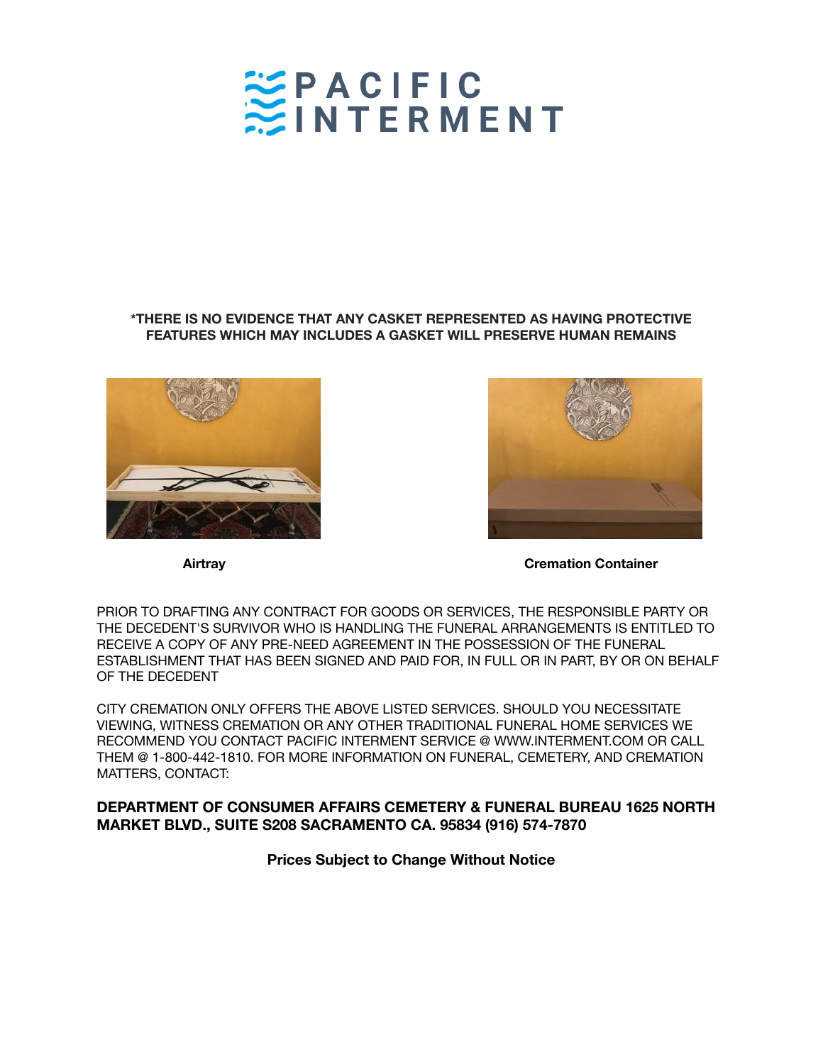# PACIFIC INTERMENT

**\*THERE IS NO EVIDENCE THAT ANY CASKET REPRESENTED AS HAVING PROTECTIVE FEATURES WHICH MAY INCLUDES A GASKET WILL PRESERVE HUMAN REMAINS**

**Airtray**

**Cremation Container**

PRIOR TO DRAFTING ANY CONTRACT FOR GOODS OR SERVICES, THE RESPONSIBLE PARTY OR THE DECEDENT'S SURVIVOR WHO IS HANDLING THE FUNERAL ARRANGEMENTS IS ENTITLED TO RECEIVE A COPY OF ANY PRE-NEED AGREEMENT IN THE POSSESSION OF THE FUNERAL ESTABLISHMENT THAT HAS BEEN SIGNED AND PAID FOR, IN FULL OR IN PART, BY OR ON BEHALF OF THE DECEDENT

CITY CREMATION ONLY OFFERS THE ABOVE LISTED SERVICES. SHOULD YOU NECESSITATE VIEWING, WITNESS CREMATION OR ANY OTHER TRADITIONAL FUNERAL HOME SERVICES WE RECOMMEND YOU CONTACT PACIFIC INTERMENT SERVICE @ WWW.INTERMENT.COM OR CALL THEM @ 1-800-442-1810. FOR MORE INFORMATION ON FUNERAL, CEMETERY, AND CREMATION MATTERS, CONTACT:

**DEPARTMENT OF CONSUMER AFFAIRS CEMETERY & FUNERAL BUREAU 1625 NORTH MARKET BLVD., SUITE S208 SACRAMENTO CA. 95834 (916) 574-7870**

**Prices Subject to Change Without Notice**